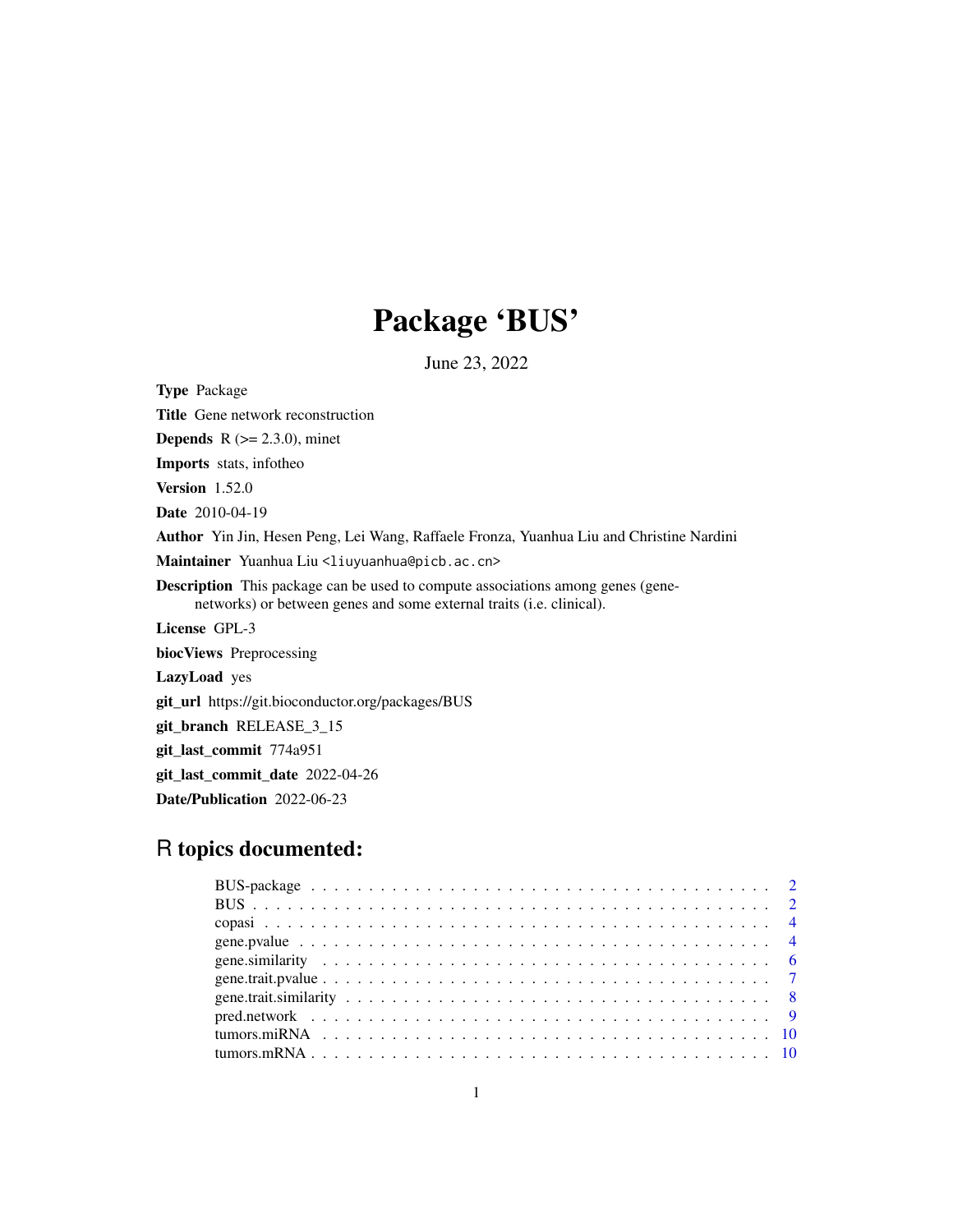# Package 'BUS'

June 23, 2022

**Type** Package

**Title** Gene network reconstruction

**Depends** R (>= 2.3.0), minet

**Imports** stats, infotheo

**Version** 1.52.0

**Date** 2010-04-19

**Author** Yin Jin, Hesen Peng, Lei Wang, Raffaele Fronza, Yuanhua Liu and Christine Nardini

**Maintainer** Yuanhua Liu <liuyuanhua@picb.ac.cn>

**Description** This package can be used to compute associations among genes (gene-networks) or between genes and some external traits (i.e. clinical).

**License** GPL-3

**biocViews** Preprocessing

**LazyLoad** yes

**git_url** https://git.bioconductor.org/packages/BUS

**git_branch** RELEASE_3_15

**git_last_commit** 774a951

**git_last_commit_date** 2022-04-26

**Date/Publication** 2022-06-23

## R topics documented:

- BUS-package . . . . . . . . . . . . . . . . . . . . . . . . . . . . . . . . . . . . . . . . 2
- BUS . . . . . . . . . . . . . . . . . . . . . . . . . . . . . . . . . . . . . . . . . . . . 2
- copasi . . . . . . . . . . . . . . . . . . . . . . . . . . . . . . . . . . . . . . . . . . . 4
- gene.pvalue . . . . . . . . . . . . . . . . . . . . . . . . . . . . . . . . . . . . . . . . 4
- gene.similarity . . . . . . . . . . . . . . . . . . . . . . . . . . . . . . . . . . . . . . 6
- gene.trait.pvalue . . . . . . . . . . . . . . . . . . . . . . . . . . . . . . . . . . . . . 7
- gene.trait.similarity . . . . . . . . . . . . . . . . . . . . . . . . . . . . . . . . . . . 8
- pred.network . . . . . . . . . . . . . . . . . . . . . . . . . . . . . . . . . . . . . . . 9
- tumors.miRNA . . . . . . . . . . . . . . . . . . . . . . . . . . . . . . . . . . . . . . 10
- tumors.mRNA . . . . . . . . . . . . . . . . . . . . . . . . . . . . . . . . . . . . . . 10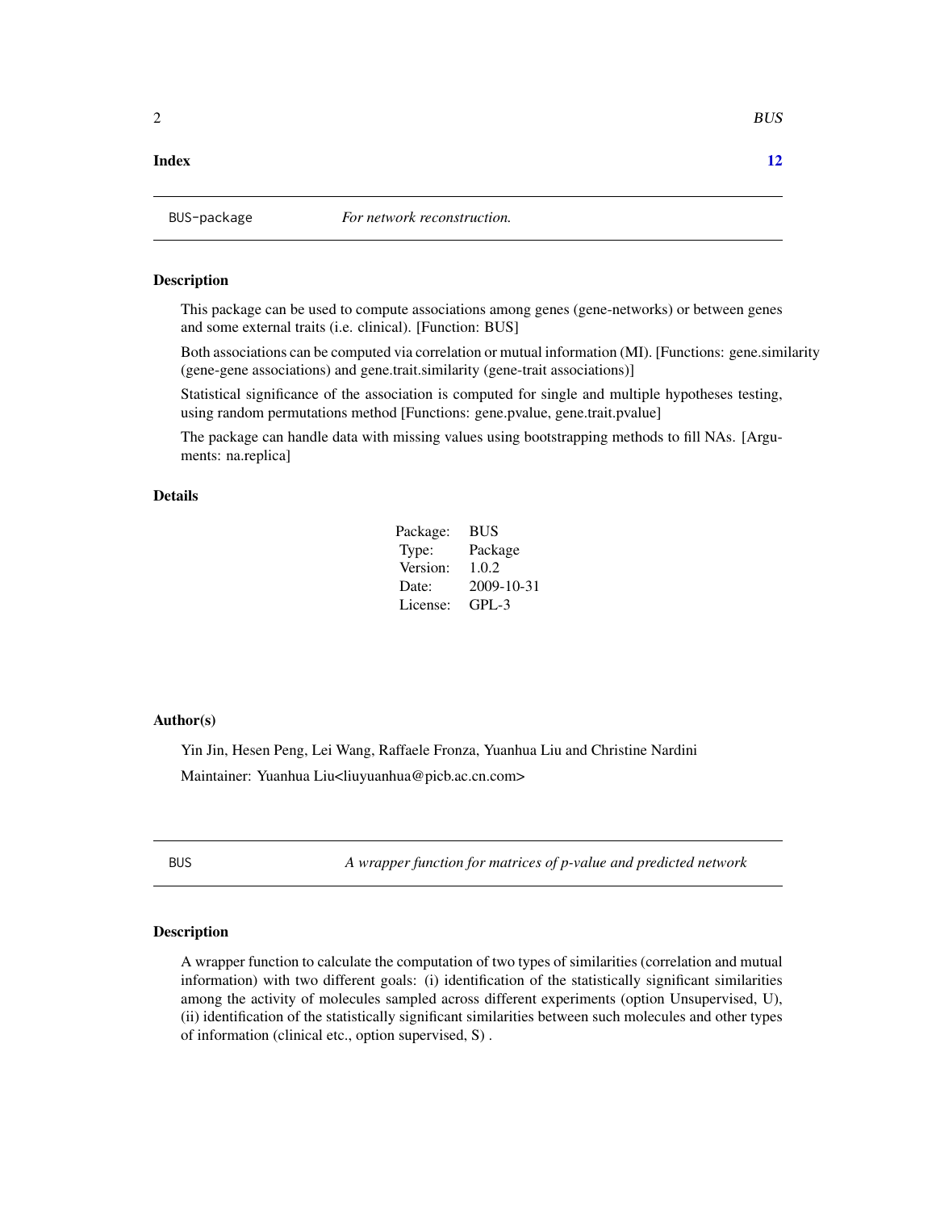**Index** **12**

BUS-package *For network reconstruction.*

### Description

This package can be used to compute associations among genes (gene-networks) or between genes and some external traits (i.e. clinical). [Function: BUS]

Both associations can be computed via correlation or mutual information (MI). [Functions: gene.similarity (gene-gene associations) and gene.trait.similarity (gene-trait associations)]

Statistical significance of the association is computed for single and multiple hypotheses testing, using random permutations method [Functions: gene.pvalue, gene.trait.pvalue]

The package can handle data with missing values using bootstrapping methods to fill NAs. [Arguments: na.replica]

### Details

| | |
|---|---|
| Package: | BUS |
| Type: | Package |
| Version: | 1.0.2 |
| Date: | 2009-10-31 |
| License: | GPL-3 |

### Author(s)

Yin Jin, Hesen Peng, Lei Wang, Raffaele Fronza, Yuanhua Liu and Christine Nardini

Maintainer: Yuanhua Liu<liuyuanhua@picb.ac.cn.com>

BUS *A wrapper function for matrices of p-value and predicted network*

### Description

A wrapper function to calculate the computation of two types of similarities (correlation and mutual information) with two different goals: (i) identification of the statistically significant similarities among the activity of molecules sampled across different experiments (option Unsupervised, U), (ii) identification of the statistically significant similarities between such molecules and other types of information (clinical etc., option supervised, S) .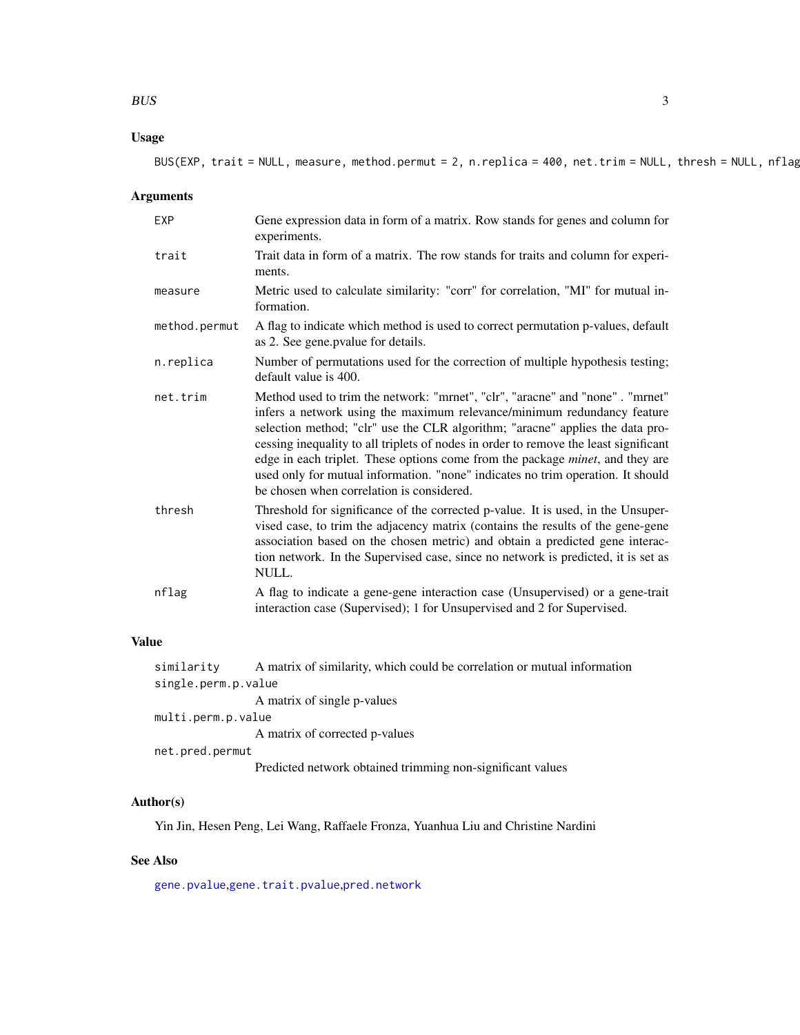## Usage

```
BUS(EXP, trait = NULL, measure, method.permut = 2, n.replica = 400, net.trim = NULL, thresh = NULL, nflag
```

## Arguments

| | |
|---|---|
| EXP | Gene expression data in form of a matrix. Row stands for genes and column for experiments. |
| trait | Trait data in form of a matrix. The row stands for traits and column for experiments. |
| measure | Metric used to calculate similarity: "corr" for correlation, "MI" for mutual information. |
| method.permut | A flag to indicate which method is used to correct permutation p-values, default as 2. See gene.pvalue for details. |
| n.replica | Number of permutations used for the correction of multiple hypothesis testing; default value is 400. |
| net.trim | Method used to trim the network: "mrnet", "clr", "aracne" and "none" . "mrnet" infers a network using the maximum relevance/minimum redundancy feature selection method; "clr" use the CLR algorithm; "aracne" applies the data processing inequality to all triplets of nodes in order to remove the least significant edge in each triplet. These options come from the package *minet*, and they are used only for mutual information. "none" indicates no trim operation. It should be chosen when correlation is considered. |
| thresh | Threshold for significance of the corrected p-value. It is used, in the Unsupervised case, to trim the adjacency matrix (contains the results of the gene-gene association based on the chosen metric) and obtain a predicted gene interaction network. In the Supervised case, since no network is predicted, it is set as NULL. |
| nflag | A flag to indicate a gene-gene interaction case (Unsupervised) or a gene-trait interaction case (Supervised); 1 for Unsupervised and 2 for Supervised. |

## Value

| | |
|---|---|
| similarity | A matrix of similarity, which could be correlation or mutual information |
| single.perm.p.value | A matrix of single p-values |
| multi.perm.p.value | A matrix of corrected p-values |
| net.pred.permut | Predicted network obtained trimming non-significant values |

## Author(s)

Yin Jin, Hesen Peng, Lei Wang, Raffaele Fronza, Yuanhua Liu and Christine Nardini

## See Also

gene.pvalue, gene.trait.pvalue, pred.network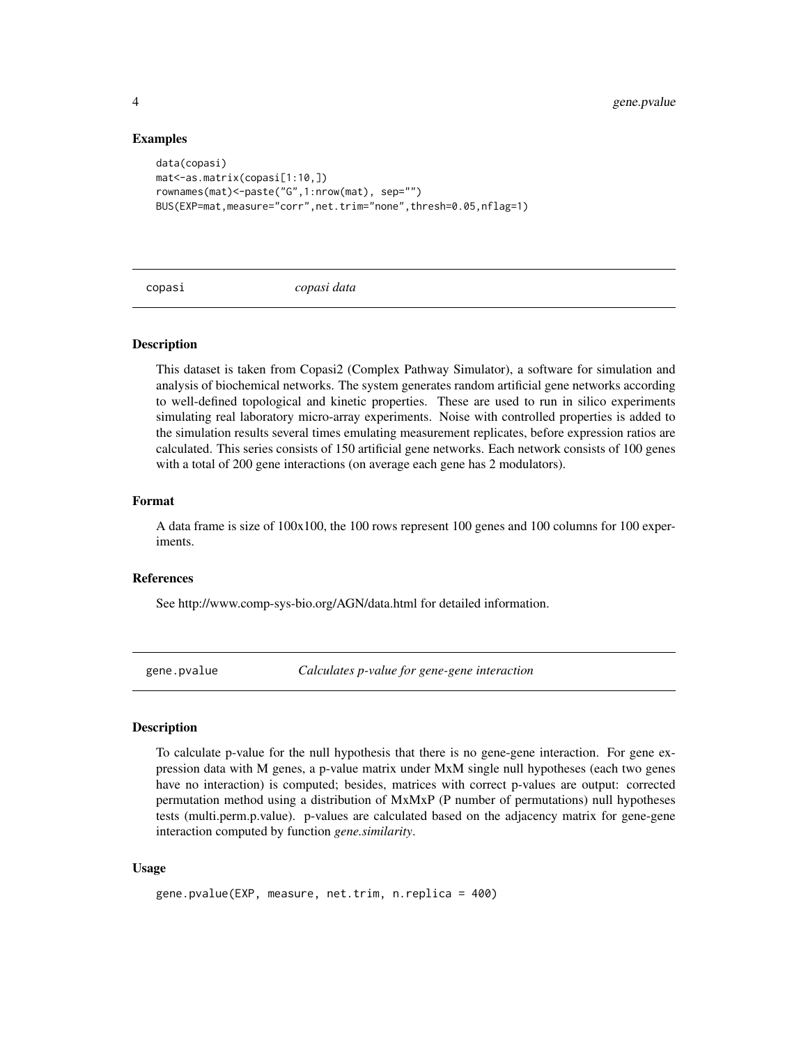### Examples

```
data(copasi)
mat<-as.matrix(copasi[1:10,])
rownames(mat)<-paste("G",1:nrow(mat), sep="")
BUS(EXP=mat,measure="corr",net.trim="none",thresh=0.05,nflag=1)
```

---

## copasi — *copasi data*

### Description

This dataset is taken from Copasi2 (Complex Pathway Simulator), a software for simulation and analysis of biochemical networks. The system generates random artificial gene networks according to well-defined topological and kinetic properties. These are used to run in silico experiments simulating real laboratory micro-array experiments. Noise with controlled properties is added to the simulation results several times emulating measurement replicates, before expression ratios are calculated. This series consists of 150 artificial gene networks. Each network consists of 100 genes with a total of 200 gene interactions (on average each gene has 2 modulators).

### Format

A data frame is size of 100x100, the 100 rows represent 100 genes and 100 columns for 100 experiments.

### References

See http://www.comp-sys-bio.org/AGN/data.html for detailed information.

---

## gene.pvalue — *Calculates p-value for gene-gene interaction*

### Description

To calculate p-value for the null hypothesis that there is no gene-gene interaction. For gene expression data with M genes, a p-value matrix under MxM single null hypotheses (each two genes have no interaction) is computed; besides, matrices with correct p-values are output: corrected permutation method using a distribution of MxMxP (P number of permutations) null hypotheses tests (multi.perm.p.value). p-values are calculated based on the adjacency matrix for gene-gene interaction computed by function *gene.similarity*.

### Usage

```
gene.pvalue(EXP, measure, net.trim, n.replica = 400)
```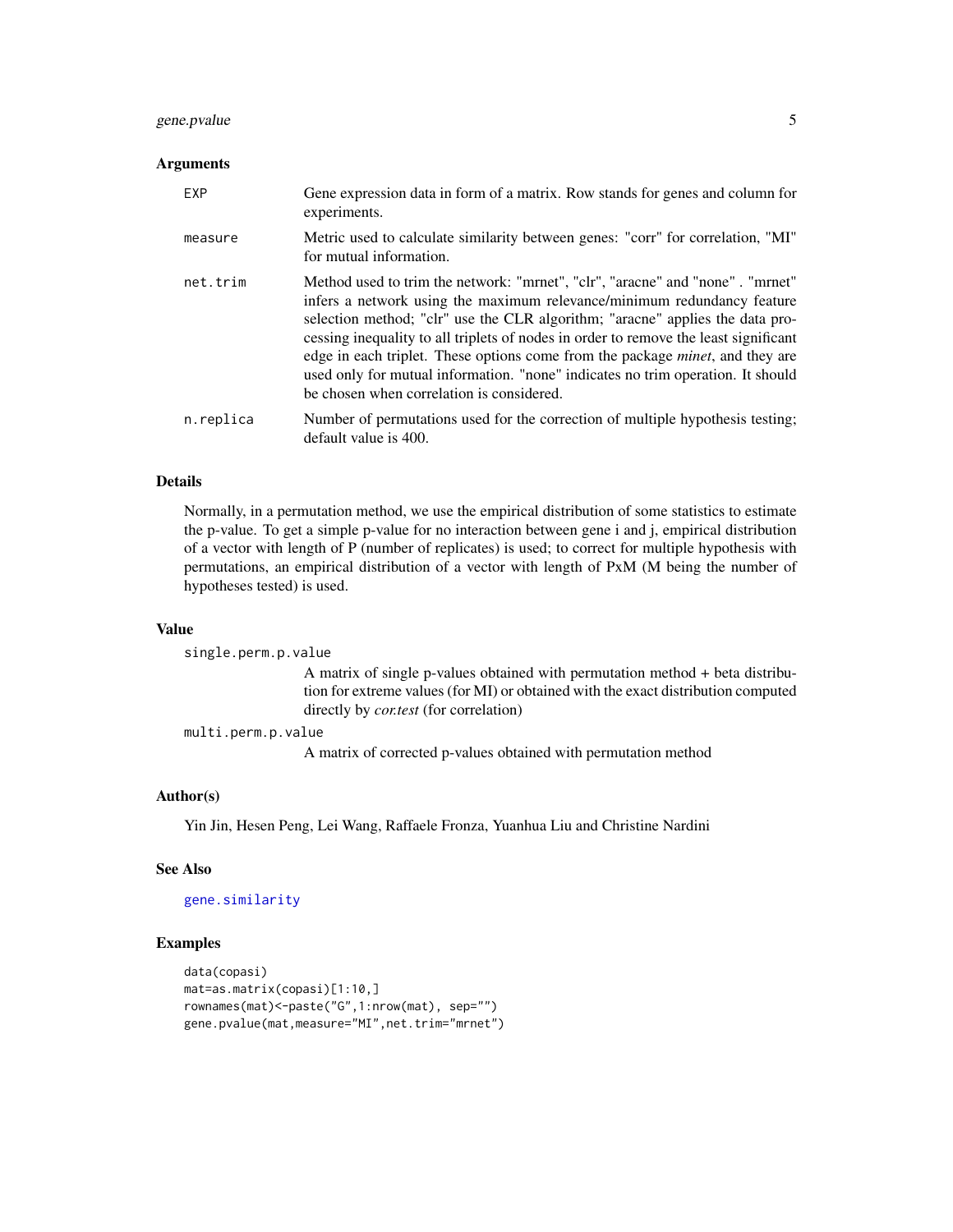### Arguments

| | |
|---|---|
| `EXP` | Gene expression data in form of a matrix. Row stands for genes and column for experiments. |
| `measure` | Metric used to calculate similarity between genes: "corr" for correlation, "MI" for mutual information. |
| `net.trim` | Method used to trim the network: "mrnet", "clr", "aracne" and "none" . "mrnet" infers a network using the maximum relevance/minimum redundancy feature selection method; "clr" use the CLR algorithm; "aracne" applies the data processing inequality to all triplets of nodes in order to remove the least significant edge in each triplet. These options come from the package *minet*, and they are used only for mutual information. "none" indicates no trim operation. It should be chosen when correlation is considered. |
| `n.replica` | Number of permutations used for the correction of multiple hypothesis testing; default value is 400. |

### Details

Normally, in a permutation method, we use the empirical distribution of some statistics to estimate the p-value. To get a simple p-value for no interaction between gene i and j, empirical distribution of a vector with length of P (number of replicates) is used; to correct for multiple hypothesis with permutations, an empirical distribution of a vector with length of PxM (M being the number of hypotheses tested) is used.

### Value

`single.perm.p.value`
: A matrix of single p-values obtained with permutation method + beta distribution for extreme values (for MI) or obtained with the exact distribution computed directly by *cor.test* (for correlation)

`multi.perm.p.value`
: A matrix of corrected p-values obtained with permutation method

### Author(s)

Yin Jin, Hesen Peng, Lei Wang, Raffaele Fronza, Yuanhua Liu and Christine Nardini

### See Also

`gene.similarity`

### Examples

```
data(copasi)
mat=as.matrix(copasi)[1:10,]
rownames(mat)<-paste("G",1:nrow(mat), sep="")
gene.pvalue(mat,measure="MI",net.trim="mrnet")
```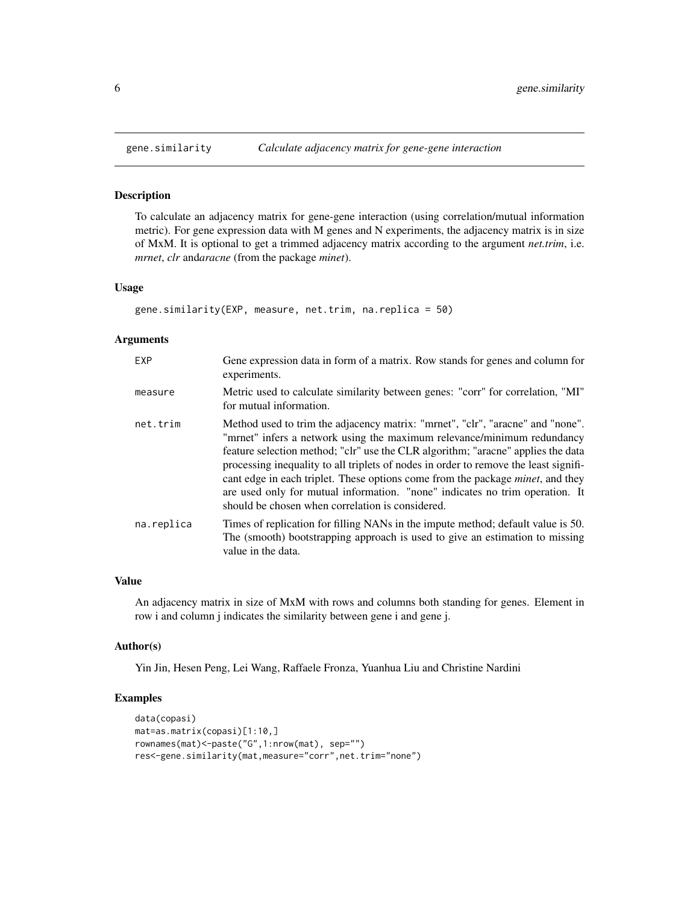# gene.similarity — *Calculate adjacency matrix for gene-gene interaction*

## Description

To calculate an adjacency matrix for gene-gene interaction (using correlation/mutual information metric). For gene expression data with M genes and N experiments, the adjacency matrix is in size of MxM. It is optional to get a trimmed adjacency matrix according to the argument *net.trim*, i.e. *mrnet*, *clr* and*aracne* (from the package *minet*).

## Usage

```
gene.similarity(EXP, measure, net.trim, na.replica = 50)
```

## Arguments

| | |
|---|---|
| `EXP` | Gene expression data in form of a matrix. Row stands for genes and column for experiments. |
| `measure` | Metric used to calculate similarity between genes: "corr" for correlation, "MI" for mutual information. |
| `net.trim` | Method used to trim the adjacency matrix: "mrnet", "clr", "aracne" and "none". "mrnet" infers a network using the maximum relevance/minimum redundancy feature selection method; "clr" use the CLR algorithm; "aracne" applies the data processing inequality to all triplets of nodes in order to remove the least significant edge in each triplet. These options come from the package *minet*, and they are used only for mutual information. "none" indicates no trim operation. It should be chosen when correlation is considered. |
| `na.replica` | Times of replication for filling NANs in the impute method; default value is 50. The (smooth) bootstrapping approach is used to give an estimation to missing value in the data. |

## Value

An adjacency matrix in size of MxM with rows and columns both standing for genes. Element in row i and column j indicates the similarity between gene i and gene j.

## Author(s)

Yin Jin, Hesen Peng, Lei Wang, Raffaele Fronza, Yuanhua Liu and Christine Nardini

## Examples

```
data(copasi)
mat=as.matrix(copasi)[1:10,]
rownames(mat)<-paste("G",1:nrow(mat), sep="")
res<-gene.similarity(mat,measure="corr",net.trim="none")
```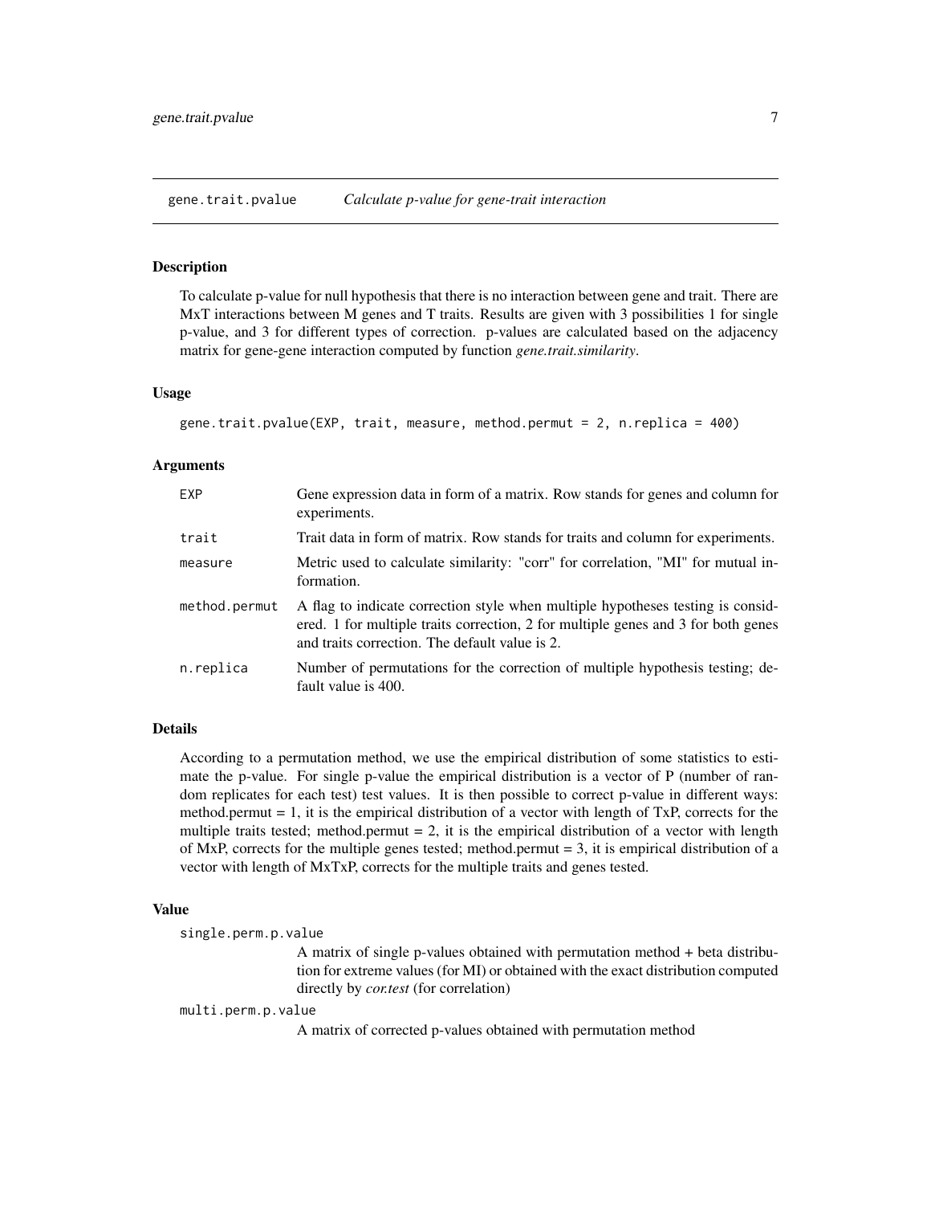## gene.trait.pvalue *Calculate p-value for gene-trait interaction*

### Description

To calculate p-value for null hypothesis that there is no interaction between gene and trait. There are MxT interactions between M genes and T traits. Results are given with 3 possibilities 1 for single p-value, and 3 for different types of correction. p-values are calculated based on the adjacency matrix for gene-gene interaction computed by function *gene.trait.similarity*.

### Usage

```
gene.trait.pvalue(EXP, trait, measure, method.permut = 2, n.replica = 400)
```

### Arguments

| | |
|---|---|
| `EXP` | Gene expression data in form of a matrix. Row stands for genes and column for experiments. |
| `trait` | Trait data in form of matrix. Row stands for traits and column for experiments. |
| `measure` | Metric used to calculate similarity: "corr" for correlation, "MI" for mutual information. |
| `method.permut` | A flag to indicate correction style when multiple hypotheses testing is considered. 1 for multiple traits correction, 2 for multiple genes and 3 for both genes and traits correction. The default value is 2. |
| `n.replica` | Number of permutations for the correction of multiple hypothesis testing; default value is 400. |

### Details

According to a permutation method, we use the empirical distribution of some statistics to estimate the p-value. For single p-value the empirical distribution is a vector of P (number of random replicates for each test) test values. It is then possible to correct p-value in different ways: method.permut = 1, it is the empirical distribution of a vector with length of TxP, corrects for the multiple traits tested; method.permut = 2, it is the empirical distribution of a vector with length of MxP, corrects for the multiple genes tested; method.permut = 3, it is empirical distribution of a vector with length of MxTxP, corrects for the multiple traits and genes tested.

### Value

`single.perm.p.value`
: A matrix of single p-values obtained with permutation method + beta distribution for extreme values (for MI) or obtained with the exact distribution computed directly by *cor.test* (for correlation)

`multi.perm.p.value`
: A matrix of corrected p-values obtained with permutation method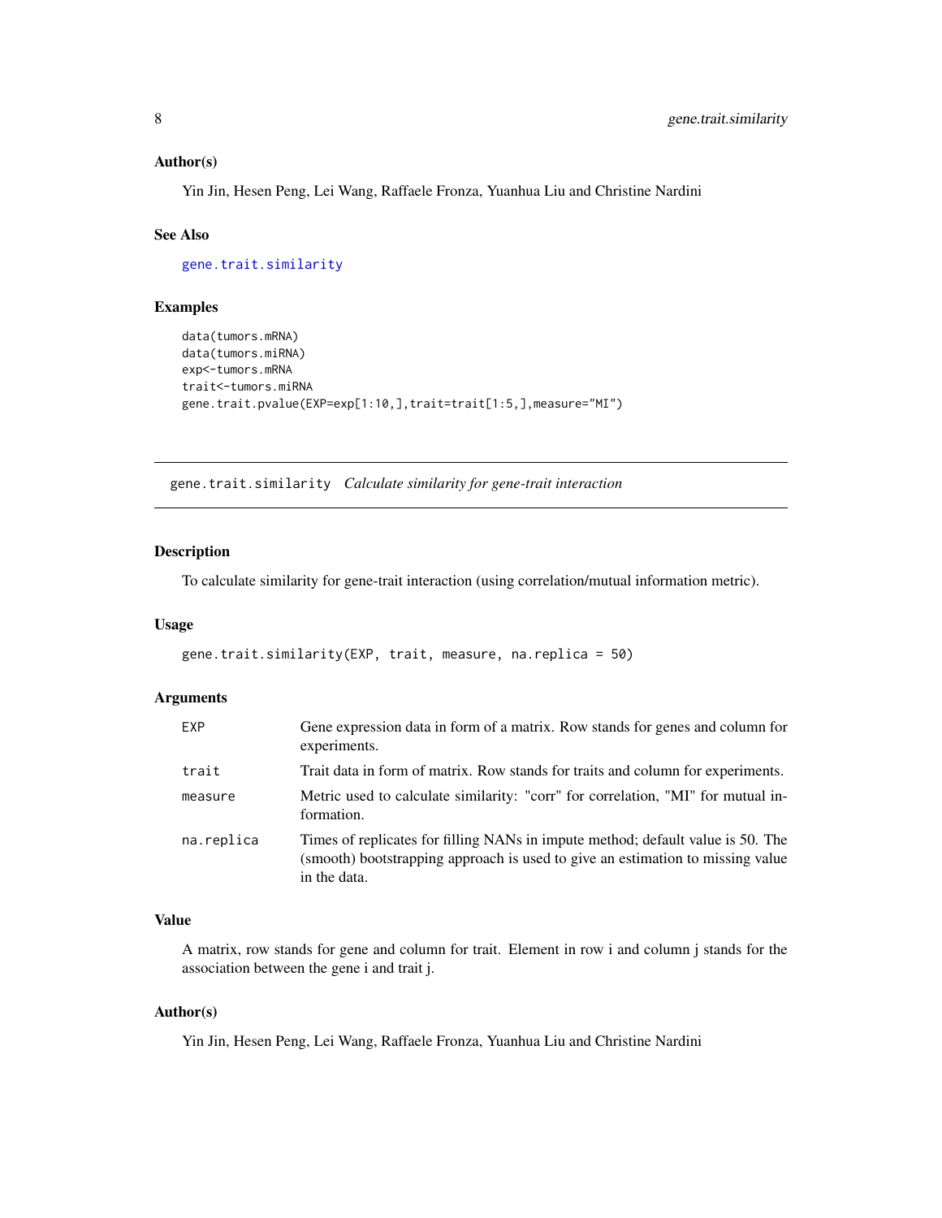### Author(s)

Yin Jin, Hesen Peng, Lei Wang, Raffaele Fronza, Yuanhua Liu and Christine Nardini

### See Also

gene.trait.similarity

### Examples

```
data(tumors.mRNA)
data(tumors.miRNA)
exp<-tumors.mRNA
trait<-tumors.miRNA
gene.trait.pvalue(EXP=exp[1:10,],trait=trait[1:5,],measure="MI")
```

---

## gene.trait.similarity *Calculate similarity for gene-trait interaction*

---

### Description

To calculate similarity for gene-trait interaction (using correlation/mutual information metric).

### Usage

```
gene.trait.similarity(EXP, trait, measure, na.replica = 50)
```

### Arguments

| | |
|---|---|
| EXP | Gene expression data in form of a matrix. Row stands for genes and column for experiments. |
| trait | Trait data in form of matrix. Row stands for traits and column for experiments. |
| measure | Metric used to calculate similarity: "corr" for correlation, "MI" for mutual information. |
| na.replica | Times of replicates for filling NANs in impute method; default value is 50. The (smooth) bootstrapping approach is used to give an estimation to missing value in the data. |

### Value

A matrix, row stands for gene and column for trait. Element in row i and column j stands for the association between the gene i and trait j.

### Author(s)

Yin Jin, Hesen Peng, Lei Wang, Raffaele Fronza, Yuanhua Liu and Christine Nardini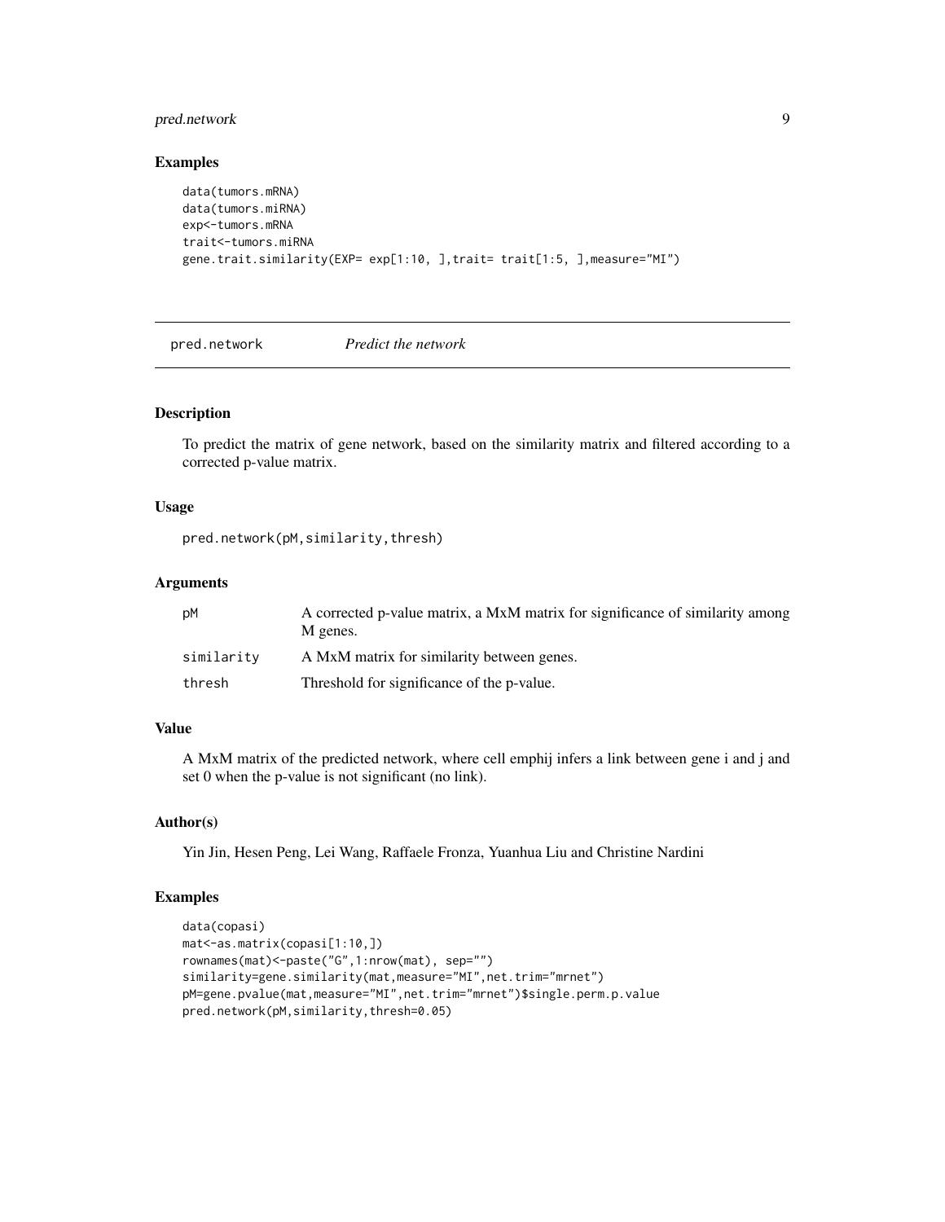### Examples

```
data(tumors.mRNA)
data(tumors.miRNA)
exp<-tumors.mRNA
trait<-tumors.miRNA
gene.trait.similarity(EXP= exp[1:10, ],trait= trait[1:5, ],measure="MI")
```

---

## pred.network *Predict the network*

---

### Description

To predict the matrix of gene network, based on the similarity matrix and filtered according to a corrected p-value matrix.

### Usage

```
pred.network(pM,similarity,thresh)
```

### Arguments

| | |
|---|---|
| pM | A corrected p-value matrix, a MxM matrix for significance of similarity among M genes. |
| similarity | A MxM matrix for similarity between genes. |
| thresh | Threshold for significance of the p-value. |

### Value

A MxM matrix of the predicted network, where cell emphij infers a link between gene i and j and set 0 when the p-value is not significant (no link).

### Author(s)

Yin Jin, Hesen Peng, Lei Wang, Raffaele Fronza, Yuanhua Liu and Christine Nardini

### Examples

```
data(copasi)
mat<-as.matrix(copasi[1:10,])
rownames(mat)<-paste("G",1:nrow(mat), sep="")
similarity=gene.similarity(mat,measure="MI",net.trim="mrnet")
pM=gene.pvalue(mat,measure="MI",net.trim="mrnet")$single.perm.p.value
pred.network(pM,similarity,thresh=0.05)
```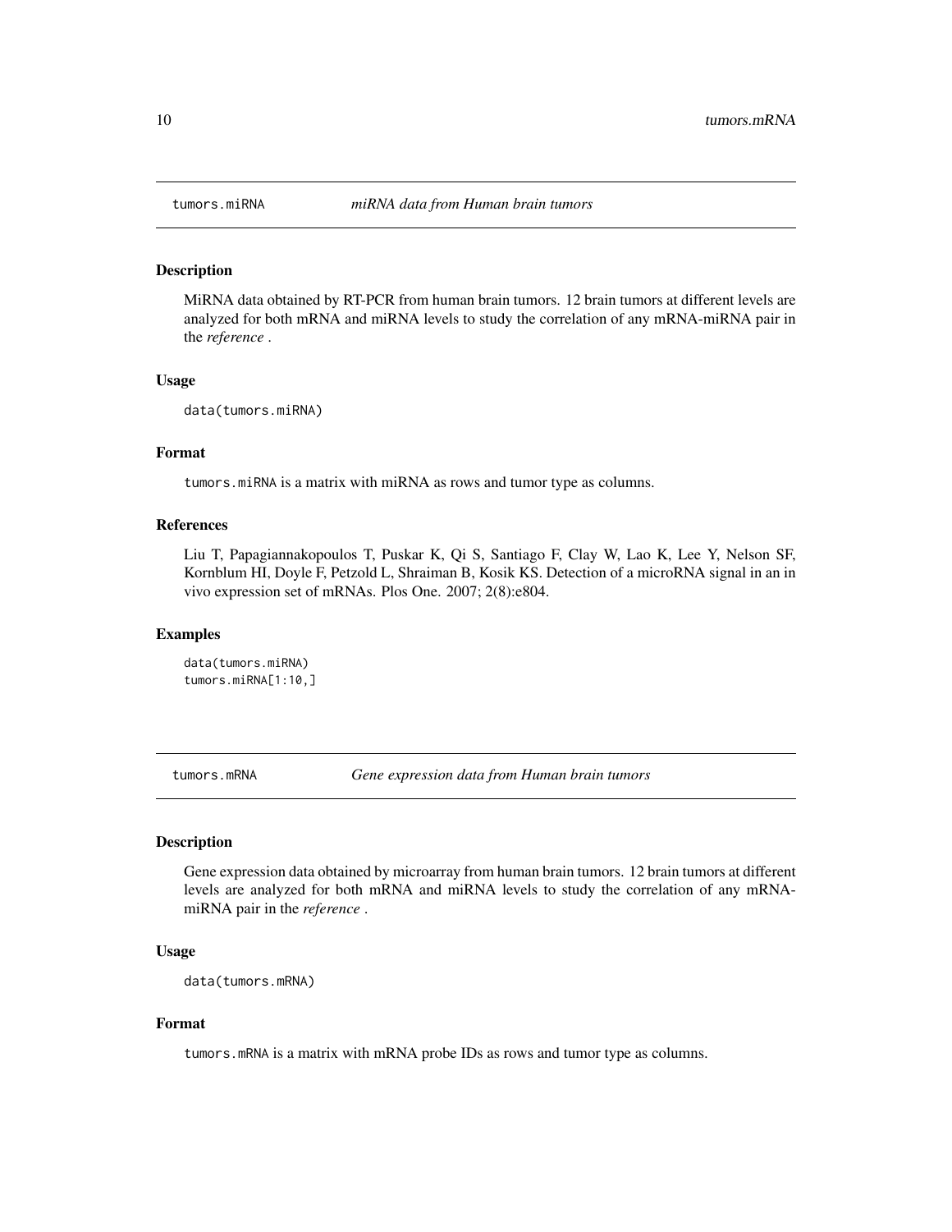## tumors.miRNA *miRNA data from Human brain tumors*

### Description

MiRNA data obtained by RT-PCR from human brain tumors. 12 brain tumors at different levels are analyzed for both mRNA and miRNA levels to study the correlation of any mRNA-miRNA pair in the *reference* .

### Usage

```
data(tumors.miRNA)
```

### Format

tumors.miRNA is a matrix with miRNA as rows and tumor type as columns.

### References

Liu T, Papagiannakopoulos T, Puskar K, Qi S, Santiago F, Clay W, Lao K, Lee Y, Nelson SF, Kornblum HI, Doyle F, Petzold L, Shraiman B, Kosik KS. Detection of a microRNA signal in an in vivo expression set of mRNAs. Plos One. 2007; 2(8):e804.

### Examples

```
data(tumors.miRNA)
tumors.miRNA[1:10,]
```

## tumors.mRNA *Gene expression data from Human brain tumors*

### Description

Gene expression data obtained by microarray from human brain tumors. 12 brain tumors at different levels are analyzed for both mRNA and miRNA levels to study the correlation of any mRNA-miRNA pair in the *reference* .

### Usage

```
data(tumors.mRNA)
```

### Format

tumors.mRNA is a matrix with mRNA probe IDs as rows and tumor type as columns.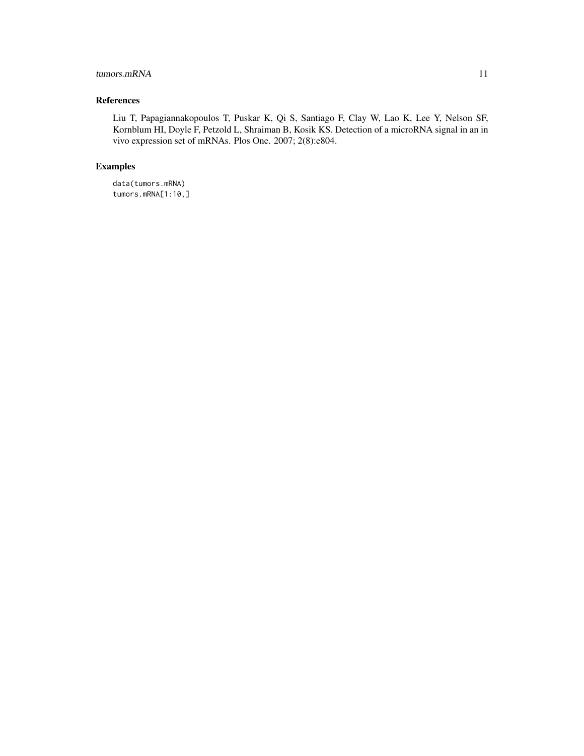## References

Liu T, Papagiannakopoulos T, Puskar K, Qi S, Santiago F, Clay W, Lao K, Lee Y, Nelson SF, Kornblum HI, Doyle F, Petzold L, Shraiman B, Kosik KS. Detection of a microRNA signal in an in vivo expression set of mRNAs. Plos One. 2007; 2(8):e804.

## Examples

```
data(tumors.mRNA)
tumors.mRNA[1:10,]
```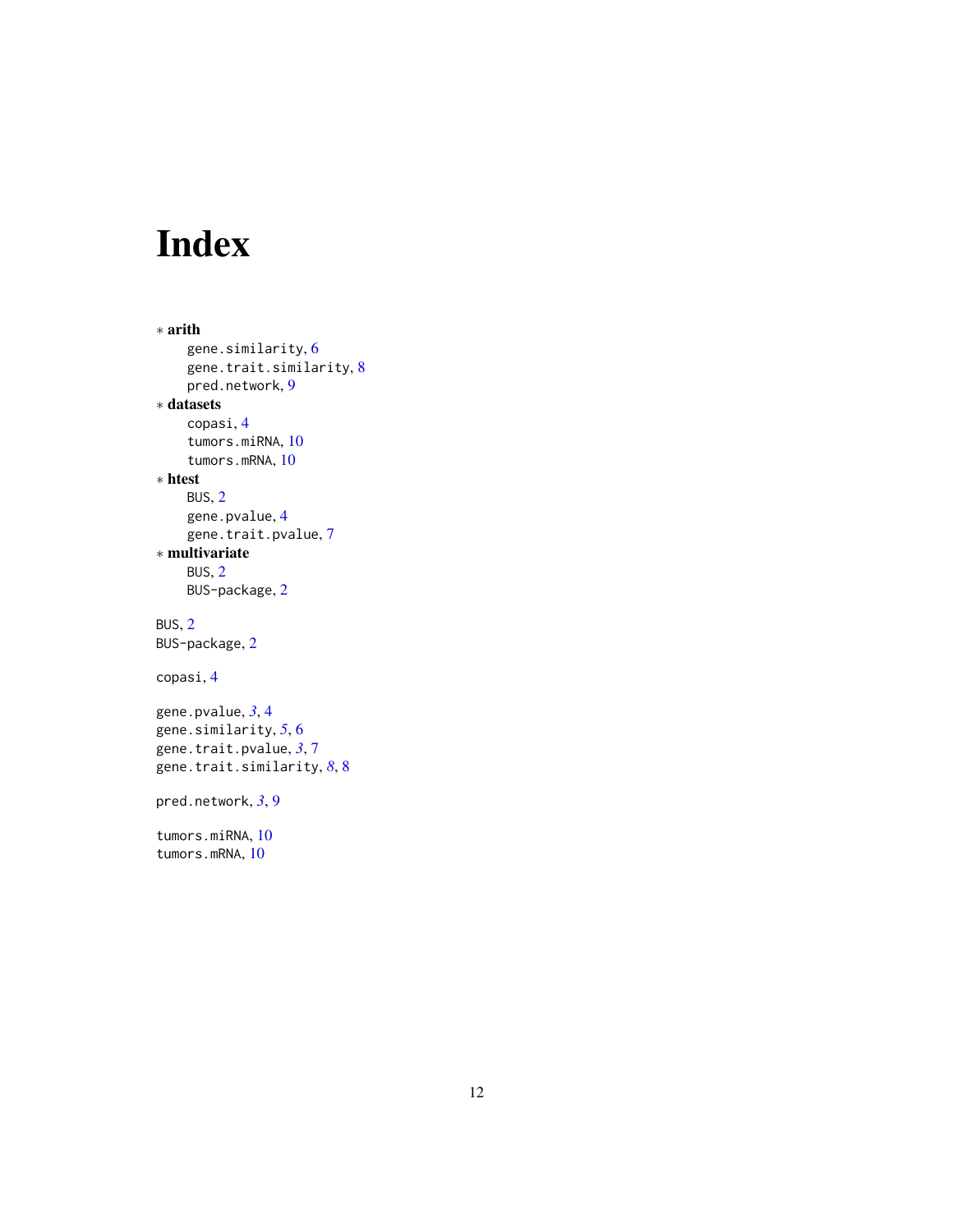# Index

∗ **arith**

gene.similarity, 6
gene.trait.similarity, 8
pred.network, 9

∗ **datasets**

copasi, 4
tumors.miRNA, 10
tumors.mRNA, 10

∗ **htest**

BUS, 2
gene.pvalue, 4
gene.trait.pvalue, 7

∗ **multivariate**

BUS, 2
BUS-package, 2

BUS, 2
BUS-package, 2

copasi, 4

gene.pvalue, *3*, 4
gene.similarity, *5*, 6
gene.trait.pvalue, *3*, 7
gene.trait.similarity, *8*, 8

pred.network, *3*, 9

tumors.miRNA, 10
tumors.mRNA, 10